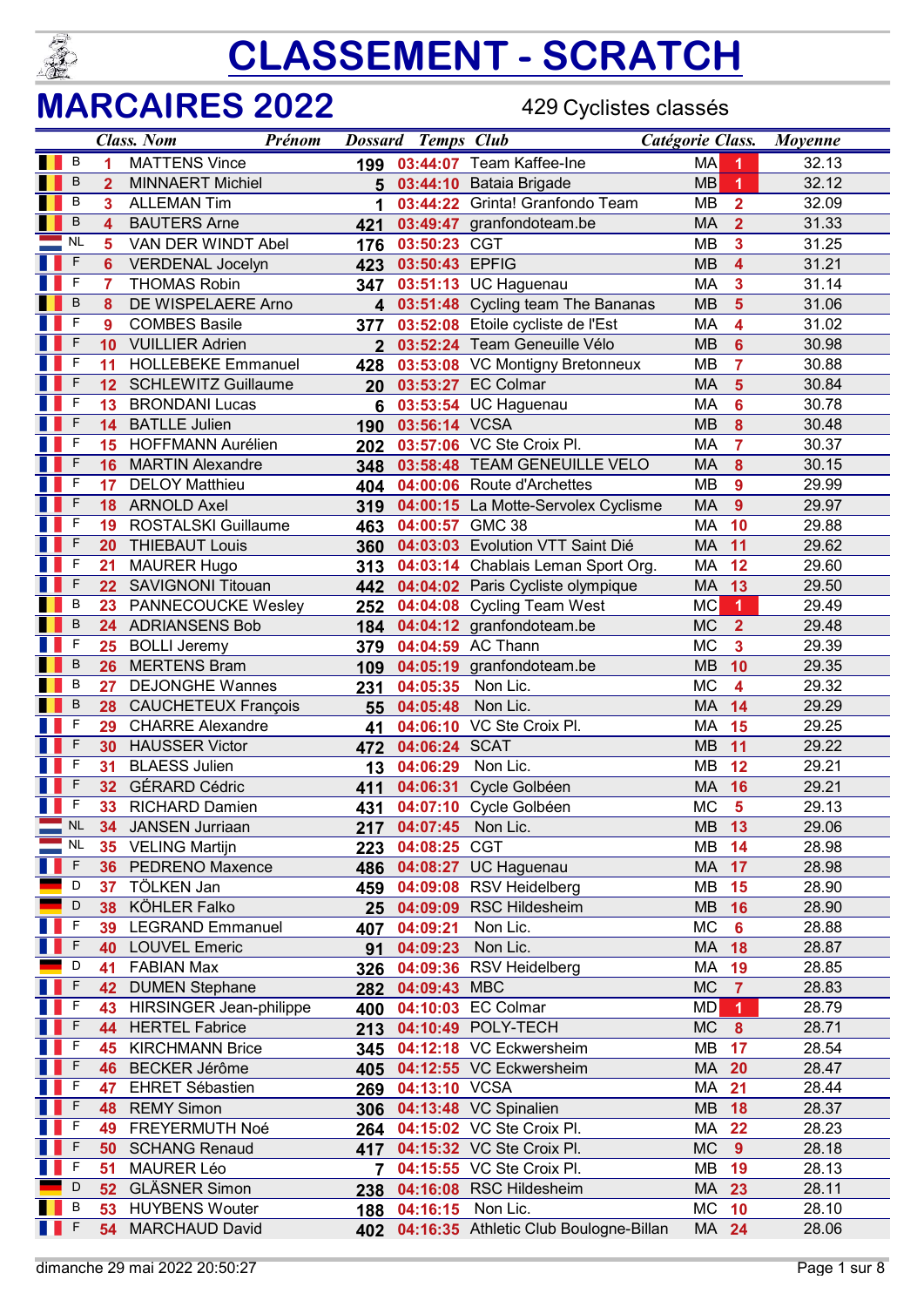# CLASSEMENT - SCRATCH

## MARCAIRES 2022

429 Cyclistes classés

| | Class. | Nom Prénom | Dossard | Temps | Club | Catégorie | Class. | Moyenne |
|---|---|---|---|---|---|---|---|---|
| B | 1 | MATTENS Vince | 199 | 03:44:07 | Team Kaffee-Ine | MA | 1 | 32.13 |
| B | 2 | MINNAERT Michiel | 5 | 03:44:10 | Bataia Brigade | MB | 1 | 32.12 |
| B | 3 | ALLEMAN Tim | 1 | 03:44:22 | Grinta! Granfondo Team | MB | 2 | 32.09 |
| B | 4 | BAUTERS Arne | 421 | 03:49:47 | granfondoteam.be | MA | 2 | 31.33 |
| NL | 5 | VAN DER WINDT Abel | 176 | 03:50:23 | CGT | MB | 3 | 31.25 |
| F | 6 | VERDENAL Jocelyn | 423 | 03:50:43 | EPFIG | MB | 4 | 31.21 |
| F | 7 | THOMAS Robin | 347 | 03:51:13 | UC Haguenau | MA | 3 | 31.14 |
| B | 8 | DE WISPELAERE Arno | 4 | 03:51:48 | Cycling team The Bananas | MB | 5 | 31.06 |
| F | 9 | COMBES Basile | 377 | 03:52:08 | Etoile cycliste de l'Est | MA | 4 | 31.02 |
| F | 10 | VUILLIER Adrien | 2 | 03:52:24 | Team Geneuille Vélo | MB | 6 | 30.98 |
| F | 11 | HOLLEBEKE Emmanuel | 428 | 03:53:08 | VC Montigny Bretonneux | MB | 7 | 30.88 |
| F | 12 | SCHLEWITZ Guillaume | 20 | 03:53:27 | EC Colmar | MA | 5 | 30.84 |
| F | 13 | BRONDANI Lucas | 6 | 03:53:54 | UC Haguenau | MA | 6 | 30.78 |
| F | 14 | BATLLE Julien | 190 | 03:56:14 | VCSA | MB | 8 | 30.48 |
| F | 15 | HOFFMANN Aurélien | 202 | 03:57:06 | VC Ste Croix Pl. | MA | 7 | 30.37 |
| F | 16 | MARTIN Alexandre | 348 | 03:58:48 | TEAM GENEUILLE VELO | MA | 8 | 30.15 |
| F | 17 | DELOY Matthieu | 404 | 04:00:06 | Route d'Archettes | MB | 9 | 29.99 |
| F | 18 | ARNOLD Axel | 319 | 04:00:15 | La Motte-Servolex Cyclisme | MA | 9 | 29.97 |
| F | 19 | ROSTALSKI Guillaume | 463 | 04:00:57 | GMC 38 | MA | 10 | 29.88 |
| F | 20 | THIEBAUT Louis | 360 | 04:03:03 | Evolution VTT Saint Dié | MA | 11 | 29.62 |
| F | 21 | MAURER Hugo | 313 | 04:03:14 | Chablais Leman Sport Org. | MA | 12 | 29.60 |
| F | 22 | SAVIGNONI Titouan | 442 | 04:04:02 | Paris Cycliste olympique | MA | 13 | 29.50 |
| B | 23 | PANNECOUCKE Wesley | 252 | 04:04:08 | Cycling Team West | MC | 1 | 29.49 |
| B | 24 | ADRIANSENS Bob | 184 | 04:04:12 | granfondoteam.be | MC | 2 | 29.48 |
| F | 25 | BOLLI Jeremy | 379 | 04:04:59 | AC Thann | MC | 3 | 29.39 |
| B | 26 | MERTENS Bram | 109 | 04:05:19 | granfondoteam.be | MB | 10 | 29.35 |
| B | 27 | DEJONGHE Wannes | 231 | 04:05:35 | Non Lic. | MC | 4 | 29.32 |
| B | 28 | CAUCHETEUX François | 55 | 04:05:48 | Non Lic. | MA | 14 | 29.29 |
| F | 29 | CHARRE Alexandre | 41 | 04:06:10 | VC Ste Croix Pl. | MA | 15 | 29.25 |
| F | 30 | HAUSSER Victor | 472 | 04:06:24 | SCAT | MB | 11 | 29.22 |
| F | 31 | BLAESS Julien | 13 | 04:06:29 | Non Lic. | MB | 12 | 29.21 |
| F | 32 | GÉRARD Cédric | 411 | 04:06:31 | Cycle Golbéen | MA | 16 | 29.21 |
| F | 33 | RICHARD Damien | 431 | 04:07:10 | Cycle Golbéen | MC | 5 | 29.13 |
| NL | 34 | JANSEN Jurriaan | 217 | 04:07:45 | Non Lic. | MB | 13 | 29.06 |
| NL | 35 | VELING Martijn | 223 | 04:08:25 | CGT | MB | 14 | 28.98 |
| F | 36 | PEDRENO Maxence | 486 | 04:08:27 | UC Haguenau | MA | 17 | 28.98 |
| D | 37 | TÖLKEN Jan | 459 | 04:09:08 | RSV Heidelberg | MB | 15 | 28.90 |
| D | 38 | KÖHLER Falko | 25 | 04:09:09 | RSC Hildesheim | MB | 16 | 28.90 |
| F | 39 | LEGRAND Emmanuel | 407 | 04:09:21 | Non Lic. | MC | 6 | 28.88 |
| F | 40 | LOUVEL Emeric | 91 | 04:09:23 | Non Lic. | MA | 18 | 28.87 |
| D | 41 | FABIAN Max | 326 | 04:09:36 | RSV Heidelberg | MA | 19 | 28.85 |
| F | 42 | DUMEN Stephane | 282 | 04:09:43 | MBC | MC | 7 | 28.83 |
| F | 43 | HIRSINGER Jean-philippe | 400 | 04:10:03 | EC Colmar | MD | 1 | 28.79 |
| F | 44 | HERTEL Fabrice | 213 | 04:10:49 | POLY-TECH | MC | 8 | 28.71 |
| F | 45 | KIRCHMANN Brice | 345 | 04:12:18 | VC Eckwersheim | MB | 17 | 28.54 |
| F | 46 | BECKER Jérôme | 405 | 04:12:55 | VC Eckwersheim | MA | 20 | 28.47 |
| F | 47 | EHRET Sébastien | 269 | 04:13:10 | VCSA | MA | 21 | 28.44 |
| F | 48 | REMY Simon | 306 | 04:13:48 | VC Spinalien | MB | 18 | 28.37 |
| F | 49 | FREYERMUTH Noé | 264 | 04:15:02 | VC Ste Croix Pl. | MA | 22 | 28.23 |
| F | 50 | SCHANG Renaud | 417 | 04:15:32 | VC Ste Croix Pl. | MC | 9 | 28.18 |
| F | 51 | MAURER Léo | 7 | 04:15:55 | VC Ste Croix Pl. | MB | 19 | 28.13 |
| D | 52 | GLÄSNER Simon | 238 | 04:16:08 | RSC Hildesheim | MA | 23 | 28.11 |
| B | 53 | HUYBENS Wouter | 188 | 04:16:15 | Non Lic. | MC | 10 | 28.10 |
| F | 54 | MARCHAUD David | 402 | 04:16:35 | Athletic Club Boulogne-Billan | MA | 24 | 28.06 |

dimanche 29 mai 2022 20:50:27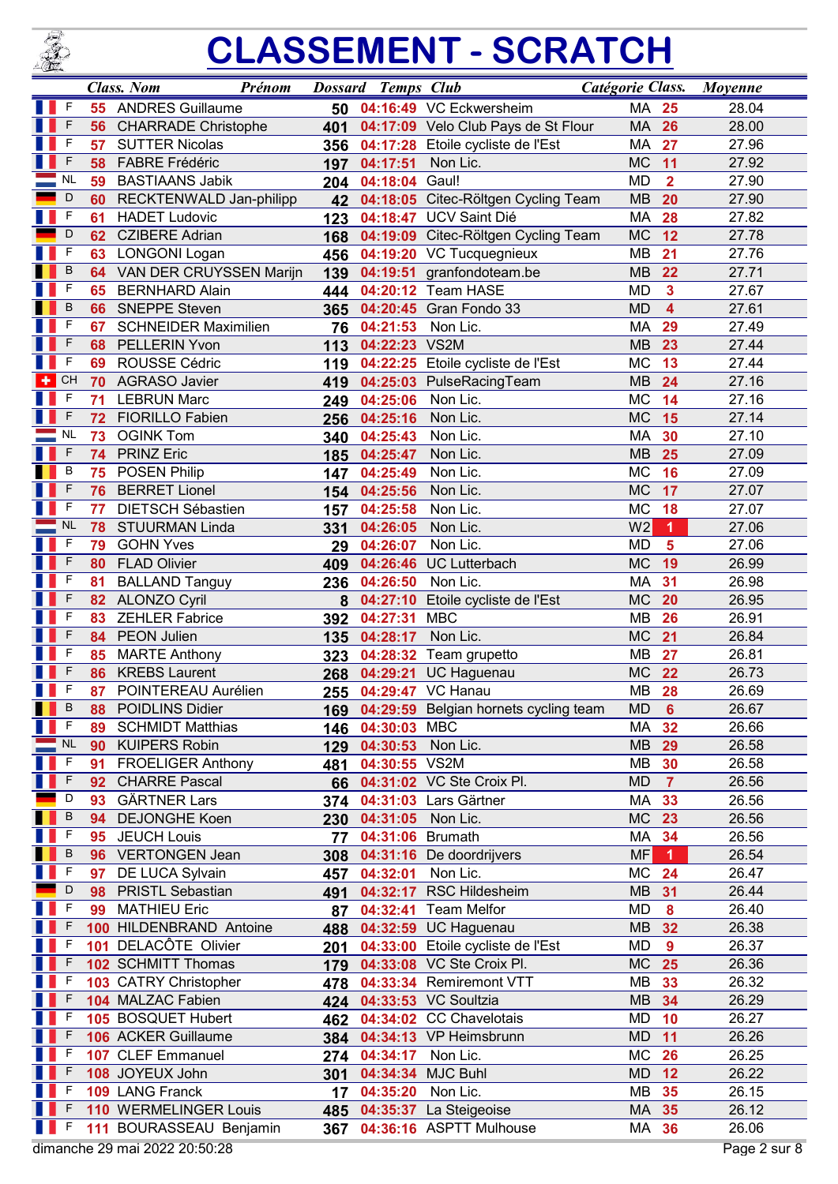# CLASSEMENT - SCRATCH

| | Class. | Nom Prénom | Dossard | Temps | Club | Catégorie | Class. | Moyenne |
|---|---|---|---|---|---|---|---|---|
| F | 55 | ANDRES Guillaume | 50 | 04:16:49 | VC Eckwersheim | MA | 25 | 28.04 |
| F | 56 | CHARRADE Christophe | 401 | 04:17:09 | Velo Club Pays de St Flour | MA | 26 | 28.00 |
| F | 57 | SUTTER Nicolas | 356 | 04:17:28 | Etoile cycliste de l'Est | MA | 27 | 27.96 |
| F | 58 | FABRE Frédéric | 197 | 04:17:51 | Non Lic. | MC | 11 | 27.92 |
| NL | 59 | BASTIAANS Jabik | 204 | 04:18:04 | Gaul! | MD | 2 | 27.90 |
| D | 60 | RECKTENWALD Jan-philipp | 42 | 04:18:05 | Citec-Röltgen Cycling Team | MB | 20 | 27.90 |
| F | 61 | HADET Ludovic | 123 | 04:18:47 | UCV Saint Dié | MA | 28 | 27.82 |
| D | 62 | CZIBERE Adrian | 168 | 04:19:09 | Citec-Röltgen Cycling Team | MC | 12 | 27.78 |
| F | 63 | LONGONI Logan | 456 | 04:19:20 | VC Tucquegnieux | MB | 21 | 27.76 |
| B | 64 | VAN DER CRUYSSEN Marijn | 139 | 04:19:51 | granfondoteam.be | MB | 22 | 27.71 |
| F | 65 | BERNHARD Alain | 444 | 04:20:12 | Team HASE | MD | 3 | 27.67 |
| B | 66 | SNEPPE Steven | 365 | 04:20:45 | Gran Fondo 33 | MD | 4 | 27.61 |
| F | 67 | SCHNEIDER Maximilien | 76 | 04:21:53 | Non Lic. | MA | 29 | 27.49 |
| F | 68 | PELLERIN Yvon | 113 | 04:22:23 | VS2M | MB | 23 | 27.44 |
| F | 69 | ROUSSE Cédric | 119 | 04:22:25 | Etoile cycliste de l'Est | MC | 13 | 27.44 |
| CH | 70 | AGRASO Javier | 419 | 04:25:03 | PulseRacingTeam | MB | 24 | 27.16 |
| F | 71 | LEBRUN Marc | 249 | 04:25:06 | Non Lic. | MC | 14 | 27.16 |
| F | 72 | FIORILLO Fabien | 256 | 04:25:16 | Non Lic. | MC | 15 | 27.14 |
| NL | 73 | OGINK Tom | 340 | 04:25:43 | Non Lic. | MA | 30 | 27.10 |
| F | 74 | PRINZ Eric | 185 | 04:25:47 | Non Lic. | MB | 25 | 27.09 |
| B | 75 | POSEN Philip | 147 | 04:25:49 | Non Lic. | MC | 16 | 27.09 |
| F | 76 | BERRET Lionel | 154 | 04:25:56 | Non Lic. | MC | 17 | 27.07 |
| F | 77 | DIETSCH Sébastien | 157 | 04:25:58 | Non Lic. | MC | 18 | 27.07 |
| NL | 78 | STUURMAN Linda | 331 | 04:26:05 | Non Lic. | W2 | 1 | 27.06 |
| F | 79 | GOHN Yves | 29 | 04:26:07 | Non Lic. | MD | 5 | 27.06 |
| F | 80 | FLAD Olivier | 409 | 04:26:46 | UC Lutterbach | MC | 19 | 26.99 |
| F | 81 | BALLAND Tanguy | 236 | 04:26:50 | Non Lic. | MA | 31 | 26.98 |
| F | 82 | ALONZO Cyril | 8 | 04:27:10 | Etoile cycliste de l'Est | MC | 20 | 26.95 |
| F | 83 | ZEHLER Fabrice | 392 | 04:27:31 | MBC | MB | 26 | 26.91 |
| F | 84 | PEON Julien | 135 | 04:28:17 | Non Lic. | MC | 21 | 26.84 |
| F | 85 | MARTE Anthony | 323 | 04:28:32 | Team grupetto | MB | 27 | 26.81 |
| F | 86 | KREBS Laurent | 268 | 04:29:21 | UC Haguenau | MC | 22 | 26.73 |
| F | 87 | POINTEREAU Aurélien | 255 | 04:29:47 | VC Hanau | MB | 28 | 26.69 |
| B | 88 | POIDLINS Didier | 169 | 04:29:59 | Belgian hornets cycling team | MD | 6 | 26.67 |
| F | 89 | SCHMIDT Matthias | 146 | 04:30:03 | MBC | MA | 32 | 26.66 |
| NL | 90 | KUIPERS Robin | 129 | 04:30:53 | Non Lic. | MB | 29 | 26.58 |
| F | 91 | FROELIGER Anthony | 481 | 04:30:55 | VS2M | MB | 30 | 26.58 |
| F | 92 | CHARRE Pascal | 66 | 04:31:02 | VC Ste Croix Pl. | MD | 7 | 26.56 |
| D | 93 | GÄRTNER Lars | 374 | 04:31:03 | Lars Gärtner | MA | 33 | 26.56 |
| B | 94 | DEJONGHE Koen | 230 | 04:31:05 | Non Lic. | MC | 23 | 26.56 |
| F | 95 | JEUCH Louis | 77 | 04:31:06 | Brumath | MA | 34 | 26.56 |
| B | 96 | VERTONGEN Jean | 308 | 04:31:16 | De doordrijvers | MF | 1 | 26.54 |
| F | 97 | DE LUCA Sylvain | 457 | 04:32:01 | Non Lic. | MC | 24 | 26.47 |
| D | 98 | PRISTL Sebastian | 491 | 04:32:17 | RSC Hildesheim | MB | 31 | 26.44 |
| F | 99 | MATHIEU Eric | 87 | 04:32:41 | Team Melfor | MD | 8 | 26.40 |
| F | 100 | HILDENBRAND Antoine | 488 | 04:32:59 | UC Haguenau | MB | 32 | 26.38 |
| F | 101 | DELACÔTE Olivier | 201 | 04:33:00 | Etoile cycliste de l'Est | MD | 9 | 26.37 |
| F | 102 | SCHMITT Thomas | 179 | 04:33:08 | VC Ste Croix Pl. | MC | 25 | 26.36 |
| F | 103 | CATRY Christopher | 478 | 04:33:34 | Remiremont VTT | MB | 33 | 26.32 |
| F | 104 | MALZAC Fabien | 424 | 04:33:53 | VC Soultzia | MB | 34 | 26.29 |
| F | 105 | BOSQUET Hubert | 462 | 04:34:02 | CC Chavelotais | MD | 10 | 26.27 |
| F | 106 | ACKER Guillaume | 384 | 04:34:13 | VP Heimsbrunn | MD | 11 | 26.26 |
| F | 107 | CLEF Emmanuel | 274 | 04:34:17 | Non Lic. | MC | 26 | 26.25 |
| F | 108 | JOYEUX John | 301 | 04:34:34 | MJC Buhl | MD | 12 | 26.22 |
| F | 109 | LANG Franck | 17 | 04:35:20 | Non Lic. | MB | 35 | 26.15 |
| F | 110 | WERMELINGER Louis | 485 | 04:35:37 | La Steigeoise | MA | 35 | 26.12 |
| F | 111 | BOURASSEAU Benjamin | 367 | 04:36:16 | ASPTT Mulhouse | MA | 36 | 26.06 |

dimanche 29 mai 2022 20:50:28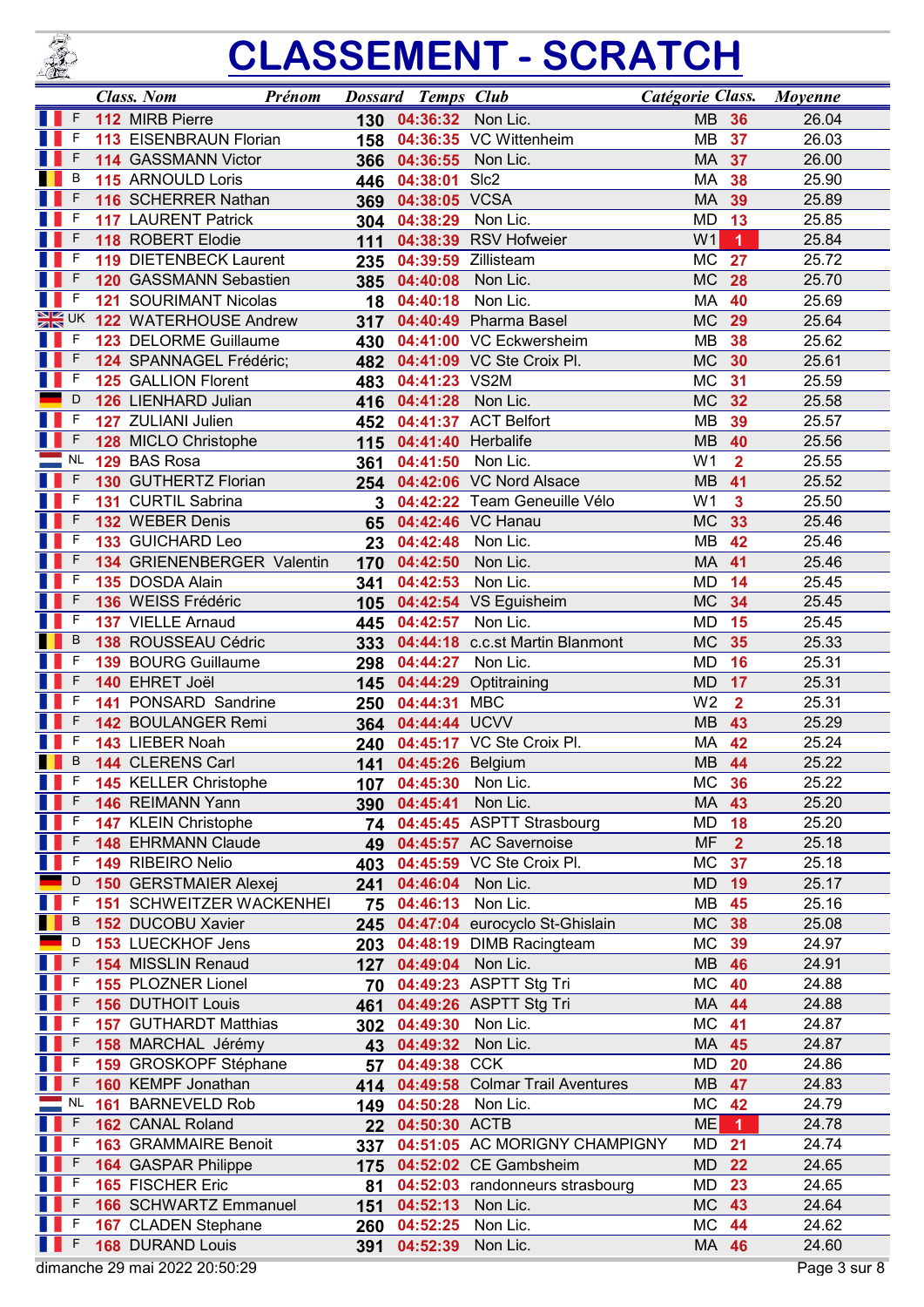# CLASSEMENT - SCRATCH

| | Class. | Nom Prénom | Dossard | Temps | Club | Catégorie | Class. | Moyenne |
|---|---|---|---|---|---|---|---|---|
| F | 112 | MIRB Pierre | 130 | 04:36:32 | Non Lic. | MB | 36 | 26.04 |
| F | 113 | EISENBRAUN Florian | 158 | 04:36:35 | VC Wittenheim | MB | 37 | 26.03 |
| F | 114 | GASSMANN Victor | 366 | 04:36:55 | Non Lic. | MA | 37 | 26.00 |
| B | 115 | ARNOULD Loris | 446 | 04:38:01 | Slc2 | MA | 38 | 25.90 |
| F | 116 | SCHERRER Nathan | 369 | 04:38:05 | VCSA | MA | 39 | 25.89 |
| F | 117 | LAURENT Patrick | 304 | 04:38:29 | Non Lic. | MD | 13 | 25.85 |
| F | 118 | ROBERT Elodie | 111 | 04:38:39 | RSV Hofweier | W1 | 1 | 25.84 |
| F | 119 | DIETENBECK Laurent | 235 | 04:39:59 | Zillisteam | MC | 27 | 25.72 |
| F | 120 | GASSMANN Sebastien | 385 | 04:40:08 | Non Lic. | MC | 28 | 25.70 |
| F | 121 | SOURIMANT Nicolas | 18 | 04:40:18 | Non Lic. | MA | 40 | 25.69 |
| UK | 122 | WATERHOUSE Andrew | 317 | 04:40:49 | Pharma Basel | MC | 29 | 25.64 |
| F | 123 | DELORME Guillaume | 430 | 04:41:00 | VC Eckwersheim | MB | 38 | 25.62 |
| F | 124 | SPANNAGEL Frédéric; | 482 | 04:41:09 | VC Ste Croix Pl. | MC | 30 | 25.61 |
| F | 125 | GALLION Florent | 483 | 04:41:23 | VS2M | MC | 31 | 25.59 |
| D | 126 | LIENHARD Julian | 416 | 04:41:28 | Non Lic. | MC | 32 | 25.58 |
| F | 127 | ZULIANI Julien | 452 | 04:41:37 | ACT Belfort | MB | 39 | 25.57 |
| F | 128 | MICLO Christophe | 115 | 04:41:40 | Herbalife | MB | 40 | 25.56 |
| NL | 129 | BAS Rosa | 361 | 04:41:50 | Non Lic. | W1 | 2 | 25.55 |
| F | 130 | GUTHERTZ Florian | 254 | 04:42:06 | VC Nord Alsace | MB | 41 | 25.52 |
| F | 131 | CURTIL Sabrina | 3 | 04:42:22 | Team Geneuille Vélo | W1 | 3 | 25.50 |
| F | 132 | WEBER Denis | 65 | 04:42:46 | VC Hanau | MC | 33 | 25.46 |
| F | 133 | GUICHARD Leo | 23 | 04:42:48 | Non Lic. | MB | 42 | 25.46 |
| F | 134 | GRIENENBERGER Valentin | 170 | 04:42:50 | Non Lic. | MA | 41 | 25.46 |
| F | 135 | DOSDA Alain | 341 | 04:42:53 | Non Lic. | MD | 14 | 25.45 |
| F | 136 | WEISS Frédéric | 105 | 04:42:54 | VS Eguisheim | MC | 34 | 25.45 |
| F | 137 | VIELLE Arnaud | 445 | 04:42:57 | Non Lic. | MD | 15 | 25.45 |
| B | 138 | ROUSSEAU Cédric | 333 | 04:44:18 | c.c.st Martin Blanmont | MC | 35 | 25.33 |
| F | 139 | BOURG Guillaume | 298 | 04:44:27 | Non Lic. | MD | 16 | 25.31 |
| F | 140 | EHRET Joël | 145 | 04:44:29 | Optitraining | MD | 17 | 25.31 |
| F | 141 | PONSARD Sandrine | 250 | 04:44:31 | MBC | W2 | 2 | 25.31 |
| F | 142 | BOULANGER Remi | 364 | 04:44:44 | UCVV | MB | 43 | 25.29 |
| F | 143 | LIEBER Noah | 240 | 04:45:17 | VC Ste Croix Pl. | MA | 42 | 25.24 |
| B | 144 | CLERENS Carl | 141 | 04:45:26 | Belgium | MB | 44 | 25.22 |
| F | 145 | KELLER Christophe | 107 | 04:45:30 | Non Lic. | MC | 36 | 25.22 |
| F | 146 | REIMANN Yann | 390 | 04:45:41 | Non Lic. | MA | 43 | 25.20 |
| F | 147 | KLEIN Christophe | 74 | 04:45:45 | ASPTT Strasbourg | MD | 18 | 25.20 |
| F | 148 | EHRMANN Claude | 49 | 04:45:57 | AC Savernoise | MF | 2 | 25.18 |
| F | 149 | RIBEIRO Nelio | 403 | 04:45:59 | VC Ste Croix Pl. | MC | 37 | 25.18 |
| D | 150 | GERSTMAIER Alexej | 241 | 04:46:04 | Non Lic. | MD | 19 | 25.17 |
| F | 151 | SCHWEITZER WACKENHEI | 75 | 04:46:13 | Non Lic. | MB | 45 | 25.16 |
| B | 152 | DUCOBU Xavier | 245 | 04:47:04 | eurocyclo St-Ghislain | MC | 38 | 25.08 |
| D | 153 | LUECKHOF Jens | 203 | 04:48:19 | DIMB Racingteam | MC | 39 | 24.97 |
| F | 154 | MISSLIN Renaud | 127 | 04:49:04 | Non Lic. | MB | 46 | 24.91 |
| F | 155 | PLOZNER Lionel | 70 | 04:49:23 | ASPTT Stg Tri | MC | 40 | 24.88 |
| F | 156 | DUTHOIT Louis | 461 | 04:49:26 | ASPTT Stg Tri | MA | 44 | 24.88 |
| F | 157 | GUTHARDT Matthias | 302 | 04:49:30 | Non Lic. | MC | 41 | 24.87 |
| F | 158 | MARCHAL Jérémy | 43 | 04:49:32 | Non Lic. | MA | 45 | 24.87 |
| F | 159 | GROSKOPF Stéphane | 57 | 04:49:38 | CCK | MD | 20 | 24.86 |
| F | 160 | KEMPF Jonathan | 414 | 04:49:58 | Colmar Trail Aventures | MB | 47 | 24.83 |
| NL | 161 | BARNEVELD Rob | 149 | 04:50:28 | Non Lic. | MC | 42 | 24.79 |
| F | 162 | CANAL Roland | 22 | 04:50:30 | ACTB | ME | 1 | 24.78 |
| F | 163 | GRAMMAIRE Benoit | 337 | 04:51:05 | AC MORIGNY CHAMPIGNY | MD | 21 | 24.74 |
| F | 164 | GASPAR Philippe | 175 | 04:52:02 | CE Gambsheim | MD | 22 | 24.65 |
| F | 165 | FISCHER Eric | 81 | 04:52:03 | randonneurs strasbourg | MD | 23 | 24.65 |
| F | 166 | SCHWARTZ Emmanuel | 151 | 04:52:13 | Non Lic. | MC | 43 | 24.64 |
| F | 167 | CLADEN Stephane | 260 | 04:52:25 | Non Lic. | MC | 44 | 24.62 |
| F | 168 | DURAND Louis | 391 | 04:52:39 | Non Lic. | MA | 46 | 24.60 |

dimanche 29 mai 2022 20:50:29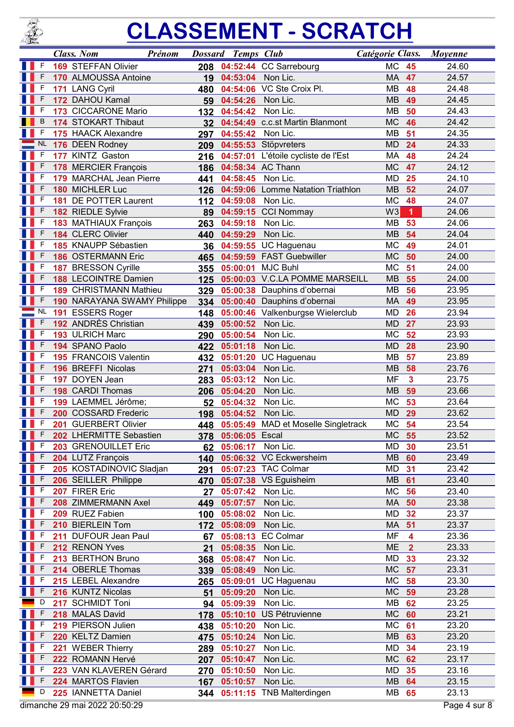# CLASSEMENT - SCRATCH

| | Class. | Nom Prénom | Dossard | Temps | Club | Catégorie | Class. | Moyenne |
|---|---|---|---|---|---|---|---|---|
| F | 169 | STEFFAN Olivier | 208 | 04:52:44 | CC Sarrebourg | MC | 45 | 24.60 |
| F | 170 | ALMOUSSA Antoine | 19 | 04:53:04 | Non Lic. | MA | 47 | 24.57 |
| F | 171 | LANG Cyril | 480 | 04:54:06 | VC Ste Croix Pl. | MB | 48 | 24.48 |
| F | 172 | DAHOU Kamal | 59 | 04:54:26 | Non Lic. | MB | 49 | 24.45 |
| F | 173 | CICCARONE Mario | 132 | 04:54:42 | Non Lic. | MB | 50 | 24.43 |
| B | 174 | STOKART Thibaut | 32 | 04:54:49 | c.c.st Martin Blanmont | MC | 46 | 24.42 |
| F | 175 | HAACK Alexandre | 297 | 04:55:42 | Non Lic. | MB | 51 | 24.35 |
| NL | 176 | DEEN Rodney | 209 | 04:55:53 | Stöpvreters | MD | 24 | 24.33 |
| F | 177 | KINTZ Gaston | 216 | 04:57:01 | L'étoile cycliste de l'Est | MA | 48 | 24.24 |
| F | 178 | MERCIER François | 186 | 04:58:34 | AC Thann | MC | 47 | 24.12 |
| F | 179 | MARCHAL Jean Pierre | 441 | 04:58:45 | Non Lic. | MD | 25 | 24.10 |
| F | 180 | MICHLER Luc | 126 | 04:59:06 | Lomme Natation Triathlon | MB | 52 | 24.07 |
| F | 181 | DE POTTER Laurent | 112 | 04:59:08 | Non Lic. | MC | 48 | 24.07 |
| F | 182 | RIEDLE Sylvie | 89 | 04:59:15 | CCI Nommay | W3 | 1 | 24.06 |
| F | 183 | MATHIAUX François | 263 | 04:59:18 | Non Lic. | MB | 53 | 24.06 |
| F | 184 | CLERC Olivier | 440 | 04:59:29 | Non Lic. | MB | 54 | 24.04 |
| F | 185 | KNAUPP Sébastien | 36 | 04:59:55 | UC Haguenau | MC | 49 | 24.01 |
| F | 186 | OSTERMANN Eric | 465 | 04:59:59 | FAST Guebwiller | MC | 50 | 24.00 |
| F | 187 | BRESSON Cyrille | 355 | 05:00:01 | MJC Buhl | MC | 51 | 24.00 |
| F | 188 | LECOINTRE Damien | 125 | 05:00:03 | V.C.LA POMME MARSEILL | MB | 55 | 24.00 |
| F | 189 | CHRISTMANN Mathieu | 329 | 05:00:38 | Dauphins d'obernai | MB | 56 | 23.95 |
| F | 190 | NARAYANA SWAMY Philippe | 334 | 05:00:40 | Dauphins d'obernai | MA | 49 | 23.95 |
| NL | 191 | ESSERS Roger | 148 | 05:00:46 | Valkenburgse Wielerclub | MD | 26 | 23.94 |
| F | 192 | ANDRÈS Christian | 439 | 05:00:52 | Non Lic. | MD | 27 | 23.93 |
| F | 193 | ULRICH Marc | 290 | 05:00:54 | Non Lic. | MC | 52 | 23.93 |
| F | 194 | SPANO Paolo | 422 | 05:01:18 | Non Lic. | MD | 28 | 23.90 |
| F | 195 | FRANCOIS Valentin | 432 | 05:01:20 | UC Haguenau | MB | 57 | 23.89 |
| F | 196 | BREFFI Nicolas | 271 | 05:03:04 | Non Lic. | MB | 58 | 23.76 |
| F | 197 | DOYEN Jean | 283 | 05:03:12 | Non Lic. | MF | 3 | 23.75 |
| F | 198 | CARDI Thomas | 206 | 05:04:20 | Non Lic. | MB | 59 | 23.66 |
| F | 199 | LAEMMEL Jérôme; | 52 | 05:04:32 | Non Lic. | MC | 53 | 23.64 |
| F | 200 | COSSARD Frederic | 198 | 05:04:52 | Non Lic. | MD | 29 | 23.62 |
| F | 201 | GUERBERT Olivier | 448 | 05:05:49 | MAD et Moselle Singletrack | MC | 54 | 23.54 |
| F | 202 | LHERMITTE Sebastien | 378 | 05:06:05 | Escal | MC | 55 | 23.52 |
| F | 203 | GRENOUILLET Eric | 62 | 05:06:17 | Non Lic. | MD | 30 | 23.51 |
| F | 204 | LUTZ François | 140 | 05:06:32 | VC Eckwersheim | MB | 60 | 23.49 |
| F | 205 | KOSTADINOVIC Sladjan | 291 | 05:07:23 | TAC Colmar | MD | 31 | 23.42 |
| F | 206 | SEILLER Philippe | 470 | 05:07:38 | VS Eguisheim | MB | 61 | 23.40 |
| F | 207 | FIRER Eric | 27 | 05:07:42 | Non Lic. | MC | 56 | 23.40 |
| F | 208 | ZIMMERMANN Axel | 449 | 05:07:57 | Non Lic. | MA | 50 | 23.38 |
| F | 209 | RUEZ Fabien | 100 | 05:08:02 | Non Lic. | MD | 32 | 23.37 |
| F | 210 | BIERLEIN Tom | 172 | 05:08:09 | Non Lic. | MA | 51 | 23.37 |
| F | 211 | DUFOUR Jean Paul | 67 | 05:08:13 | EC Colmar | MF | 4 | 23.36 |
| F | 212 | RENON Yves | 21 | 05:08:35 | Non Lic. | ME | 2 | 23.33 |
| F | 213 | BERTHON Bruno | 368 | 05:08:47 | Non Lic. | MD | 33 | 23.32 |
| F | 214 | OBERLE Thomas | 339 | 05:08:49 | Non Lic. | MC | 57 | 23.31 |
| F | 215 | LEBEL Alexandre | 265 | 05:09:01 | UC Haguenau | MC | 58 | 23.30 |
| F | 216 | KUNTZ Nicolas | 51 | 05:09:20 | Non Lic. | MC | 59 | 23.28 |
| D | 217 | SCHMIDT Toni | 94 | 05:09:39 | Non Lic. | MB | 62 | 23.25 |
| F | 218 | MALAS David | 178 | 05:10:10 | US Pétruvienne | MC | 60 | 23.21 |
| F | 219 | PIERSON Julien | 438 | 05:10:20 | Non Lic. | MC | 61 | 23.20 |
| F | 220 | KELTZ Damien | 475 | 05:10:24 | Non Lic. | MB | 63 | 23.20 |
| F | 221 | WEBER Thierry | 289 | 05:10:27 | Non Lic. | MD | 34 | 23.19 |
| F | 222 | ROMANN Hervé | 207 | 05:10:47 | Non Lic. | MC | 62 | 23.17 |
| F | 223 | VAN KLAVEREN Gérard | 270 | 05:10:50 | Non Lic. | MD | 35 | 23.16 |
| F | 224 | MARTOS Flavien | 167 | 05:10:57 | Non Lic. | MB | 64 | 23.15 |
| D | 225 | IANNETTA Daniel | 344 | 05:11:15 | TNB Malterdingen | MB | 65 | 23.13 |

dimanche 29 mai 2022 20:50:29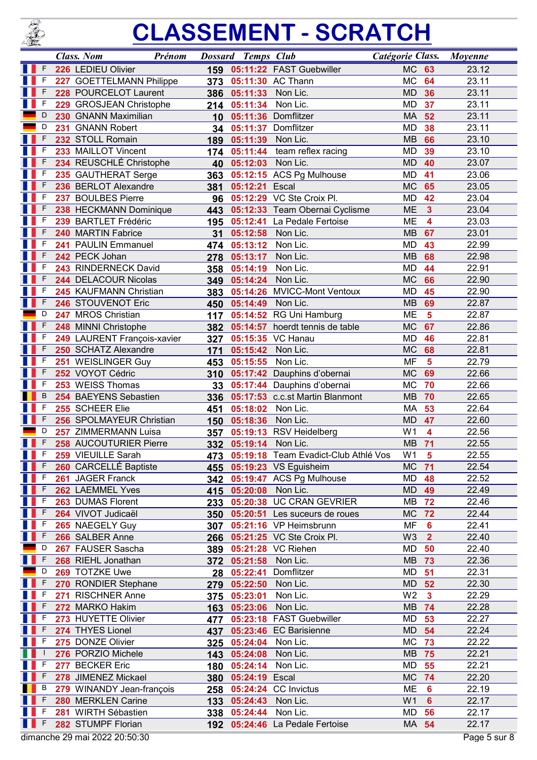# CLASSEMENT - SCRATCH

| | Class. | Nom Prénom | Dossard | Temps | Club | Catégorie | Class. | Moyenne |
|---|---|---|---|---|---|---|---|---|
| F | 226 | LEDIEU Olivier | 159 | 05:11:22 | FAST Guebwiller | MC | 63 | 23.12 |
| F | 227 | GOETTELMANN Philippe | 373 | 05:11:30 | AC Thann | MC | 64 | 23.11 |
| F | 228 | POURCELOT Laurent | 386 | 05:11:33 | Non Lic. | MD | 36 | 23.11 |
| F | 229 | GROSJEAN Christophe | 214 | 05:11:34 | Non Lic. | MD | 37 | 23.11 |
| D | 230 | GNANN Maximilian | 10 | 05:11:36 | Domflitzer | MA | 52 | 23.11 |
| D | 231 | GNANN Robert | 34 | 05:11:37 | Domflitzer | MD | 38 | 23.11 |
| F | 232 | STOLL Romain | 189 | 05:11:39 | Non Lic. | MB | 66 | 23.10 |
| F | 233 | MAILLOT Vincent | 174 | 05:11:44 | team reflex racing | MD | 39 | 23.10 |
| F | 234 | REUSCHLÉ Christophe | 40 | 05:12:03 | Non Lic. | MD | 40 | 23.07 |
| F | 235 | GAUTHERAT Serge | 363 | 05:12:15 | ACS Pg Mulhouse | MD | 41 | 23.06 |
| F | 236 | BERLOT Alexandre | 381 | 05:12:21 | Escal | MC | 65 | 23.05 |
| F | 237 | BOULBES Pierre | 96 | 05:12:29 | VC Ste Croix Pl. | MD | 42 | 23.04 |
| F | 238 | HECKMANN Dominique | 443 | 05:12:33 | Team Obernai Cyclisme | ME | 3 | 23.04 |
| F | 239 | BARTLET Frédéric | 195 | 05:12:41 | La Pedale Fertoise | ME | 4 | 23.03 |
| F | 240 | MARTIN Fabrice | 31 | 05:12:58 | Non Lic. | MB | 67 | 23.01 |
| F | 241 | PAULIN Emmanuel | 474 | 05:13:12 | Non Lic. | MD | 43 | 22.99 |
| F | 242 | PECK Johan | 278 | 05:13:17 | Non Lic. | MB | 68 | 22.98 |
| F | 243 | RINDERNECK David | 358 | 05:14:19 | Non Lic. | MD | 44 | 22.91 |
| F | 244 | DELACOUR Nicolas | 349 | 05:14:24 | Non Lic. | MC | 66 | 22.90 |
| F | 245 | KAUFMANN Christian | 383 | 05:14:26 | MVICC-Mont Ventoux | MD | 45 | 22.90 |
| F | 246 | STOUVENOT Eric | 450 | 05:14:49 | Non Lic. | MB | 69 | 22.87 |
| D | 247 | MROS Christian | 117 | 05:14:52 | RG Uni Hamburg | ME | 5 | 22.87 |
| F | 248 | MINNI Christophe | 382 | 05:14:57 | hoerdt tennis de table | MC | 67 | 22.86 |
| F | 249 | LAURENT François-xavier | 327 | 05:15:35 | VC Hanau | MD | 46 | 22.81 |
| F | 250 | SCHATZ Alexandre | 171 | 05:15:42 | Non Lic. | MC | 68 | 22.81 |
| F | 251 | WEISLINGER Guy | 453 | 05:15:55 | Non Lic. | MF | 5 | 22.79 |
| F | 252 | VOYOT Cédric | 310 | 05:17:42 | Dauphins d'obernai | MC | 69 | 22.66 |
| F | 253 | WEISS Thomas | 33 | 05:17:44 | Dauphins d'obernai | MC | 70 | 22.66 |
| B | 254 | BAEYENS Sebastien | 336 | 05:17:53 | c.c.st Martin Blanmont | MB | 70 | 22.65 |
| F | 255 | SCHEER Elie | 451 | 05:18:02 | Non Lic. | MA | 53 | 22.64 |
| F | 256 | SPOLMAYEUR Christian | 150 | 05:18:36 | Non Lic. | MD | 47 | 22.60 |
| D | 257 | ZIMMERMANN Luisa | 357 | 05:19:13 | RSV Heidelberg | W1 | 4 | 22.56 |
| F | 258 | AUCOUTURIER Pierre | 332 | 05:19:14 | Non Lic. | MB | 71 | 22.55 |
| F | 259 | VIEUILLE Sarah | 473 | 05:19:18 | Team Evadict-Club Athlé Vos | W1 | 5 | 22.55 |
| F | 260 | CARCELLÉ Baptiste | 455 | 05:19:23 | VS Eguisheim | MC | 71 | 22.54 |
| F | 261 | JAGER Franck | 342 | 05:19:47 | ACS Pg Mulhouse | MD | 48 | 22.52 |
| F | 262 | LAEMMEL Yves | 415 | 05:20:08 | Non Lic. | MD | 49 | 22.49 |
| F | 263 | DUMAS Florent | 233 | 05:20:38 | UC CRAN GEVRIER | MB | 72 | 22.46 |
| F | 264 | VIVOT Judicaël | 350 | 05:20:51 | Les suceurs de roues | MC | 72 | 22.44 |
| F | 265 | NAEGELY Guy | 307 | 05:21:16 | VP Heimsbrunn | MF | 6 | 22.41 |
| F | 266 | SALBER Anne | 266 | 05:21:25 | VC Ste Croix Pl. | W3 | 2 | 22.40 |
| D | 267 | FAUSER Sascha | 389 | 05:21:28 | VC Riehen | MD | 50 | 22.40 |
| F | 268 | RIEHL Jonathan | 372 | 05:21:58 | Non Lic. | MB | 73 | 22.36 |
| D | 269 | TOTZKE Uwe | 28 | 05:22:41 | Domflitzer | MD | 51 | 22.31 |
| F | 270 | RONDIER Stephane | 279 | 05:22:50 | Non Lic. | MD | 52 | 22.30 |
| F | 271 | RISCHNER Anne | 375 | 05:23:01 | Non Lic. | W2 | 3 | 22.29 |
| F | 272 | MARKO Hakim | 163 | 05:23:06 | Non Lic. | MB | 74 | 22.28 |
| F | 273 | HUYETTE Olivier | 477 | 05:23:18 | FAST Guebwiller | MD | 53 | 22.27 |
| F | 274 | THYES Lionel | 437 | 05:23:46 | EC Barisienne | MD | 54 | 22.24 |
| F | 275 | DONZE Olivier | 325 | 05:24:04 | Non Lic. | MC | 73 | 22.22 |
| I | 276 | PORZIO Michele | 143 | 05:24:08 | Non Lic. | MB | 75 | 22.21 |
| F | 277 | BECKER Eric | 180 | 05:24:14 | Non Lic. | MD | 55 | 22.21 |
| F | 278 | JIMENEZ Mickael | 380 | 05:24:19 | Escal | MC | 74 | 22.20 |
| B | 279 | WINANDY Jean-françois | 258 | 05:24:24 | CC Invictus | ME | 6 | 22.19 |
| F | 280 | MERKLEN Carine | 133 | 05:24:43 | Non Lic. | W1 | 6 | 22.17 |
| F | 281 | WIRTH Sébastien | 338 | 05:24:44 | Non Lic. | MD | 56 | 22.17 |
| F | 282 | STUMPF Florian | 192 | 05:24:46 | La Pedale Fertoise | MA | 54 | 22.17 |

dimanche 29 mai 2022 20:50:30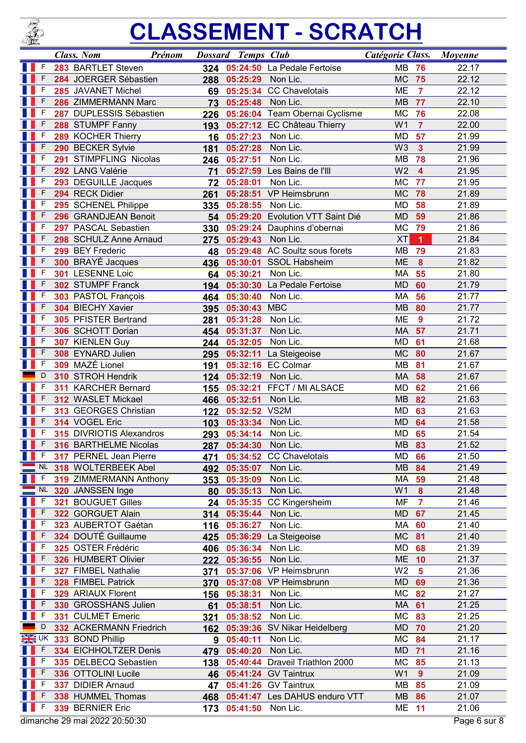# CLASSEMENT - SCRATCH

| | Class. | Nom Prénom | Dossard | Temps | Club | Catégorie | Class. | Moyenne |
|---|---|---|---|---|---|---|---|---|
| F | 283 | BARTLET Steven | 324 | 05:24:50 | La Pedale Fertoise | MB | 76 | 22.17 |
| F | 284 | JOERGER Sébastien | 288 | 05:25:29 | Non Lic. | MC | 75 | 22.12 |
| F | 285 | JAVANET Michel | 69 | 05:25:34 | CC Chavelotais | ME | 7 | 22.12 |
| F | 286 | ZIMMERMANN Marc | 73 | 05:25:48 | Non Lic. | MB | 77 | 22.10 |
| F | 287 | DUPLESSIS Sébastien | 226 | 05:26:04 | Team Obernai Cyclisme | MC | 76 | 22.08 |
| F | 288 | STUMPF Fanny | 193 | 05:27:12 | EC Château Thierry | W1 | 7 | 22.00 |
| F | 289 | KOCHER Thierry | 16 | 05:27:23 | Non Lic. | MD | 57 | 21.99 |
| F | 290 | BECKER Sylvie | 181 | 05:27:28 | Non Lic. | W3 | 3 | 21.99 |
| F | 291 | STIMPFLING Nicolas | 246 | 05:27:51 | Non Lic. | MB | 78 | 21.96 |
| F | 292 | LANG Valérie | 71 | 05:27:59 | Les Bains de l'Ill | W2 | 4 | 21.95 |
| F | 293 | DEGUILLE Jacques | 72 | 05:28:01 | Non Lic. | MC | 77 | 21.95 |
| F | 294 | RECK Didier | 261 | 05:28:51 | VP Heimsbrunn | MC | 78 | 21.89 |
| F | 295 | SCHENEL Philippe | 335 | 05:28:55 | Non Lic. | MD | 58 | 21.89 |
| F | 296 | GRANDJEAN Benoit | 54 | 05:29:20 | Evolution VTT Saint Dié | MD | 59 | 21.86 |
| F | 297 | PASCAL Sebastien | 330 | 05:29:24 | Dauphins d'obernai | MC | 79 | 21.86 |
| F | 298 | SCHULZ Anne Arnaud | 275 | 05:29:43 | Non Lic. | XT | 1 | 21.84 |
| F | 299 | BEY Frederic | 48 | 05:29:48 | AC Soultz sous forets | MB | 79 | 21.83 |
| F | 300 | BRAYÉ Jacques | 436 | 05:30:01 | SSOL Habsheim | ME | 8 | 21.82 |
| F | 301 | LESENNE Loic | 64 | 05:30:21 | Non Lic. | MA | 55 | 21.80 |
| F | 302 | STUMPF Franck | 194 | 05:30:30 | La Pedale Fertoise | MD | 60 | 21.79 |
| F | 303 | PASTOL François | 464 | 05:30:40 | Non Lic. | MA | 56 | 21.77 |
| F | 304 | BIECHY Xavier | 395 | 05:30:43 | MBC | MB | 80 | 21.77 |
| F | 305 | PFISTER Bertrand | 281 | 05:31:28 | Non Lic. | ME | 9 | 21.72 |
| F | 306 | SCHOTT Dorian | 454 | 05:31:37 | Non Lic. | MA | 57 | 21.71 |
| F | 307 | KIENLEN Guy | 244 | 05:32:05 | Non Lic. | MD | 61 | 21.68 |
| F | 308 | EYNARD Julien | 295 | 05:32:11 | La Steigeoise | MC | 80 | 21.67 |
| F | 309 | MAZÉ Lionel | 191 | 05:32:16 | EC Colmar | MB | 81 | 21.67 |
| D | 310 | STROH Hendrik | 124 | 05:32:19 | Non Lic. | MA | 58 | 21.67 |
| F | 311 | KARCHER Bernard | 155 | 05:32:21 | FFCT / MI ALSACE | MD | 62 | 21.66 |
| F | 312 | WASLET Mickael | 466 | 05:32:51 | Non Lic. | MB | 82 | 21.63 |
| F | 313 | GEORGES Christian | 122 | 05:32:52 | VS2M | MD | 63 | 21.63 |
| F | 314 | VOGEL Eric | 103 | 05:33:34 | Non Lic. | MD | 64 | 21.58 |
| F | 315 | DIVRIOTIS Alexandros | 293 | 05:34:14 | Non Lic. | MD | 65 | 21.54 |
| F | 316 | BARTHELME Nicolas | 287 | 05:34:30 | Non Lic. | MB | 83 | 21.52 |
| F | 317 | PERNEL Jean Pierre | 471 | 05:34:52 | CC Chavelotais | MD | 66 | 21.50 |
| NL | 318 | WOLTERBEEK Abel | 492 | 05:35:07 | Non Lic. | MB | 84 | 21.49 |
| F | 319 | ZIMMERMANN Anthony | 353 | 05:35:09 | Non Lic. | MA | 59 | 21.48 |
| NL | 320 | JANSSEN Inge | 80 | 05:35:13 | Non Lic. | W1 | 8 | 21.48 |
| F | 321 | BOUGUET Gilles | 24 | 05:35:35 | CC Kingersheim | MF | 7 | 21.46 |
| F | 322 | GORGUET Alain | 314 | 05:35:44 | Non Lic. | MD | 67 | 21.45 |
| F | 323 | AUBERTOT Gaétan | 116 | 05:36:27 | Non Lic. | MA | 60 | 21.40 |
| F | 324 | DOUTÉ Guillaume | 425 | 05:36:29 | La Steigeoise | MC | 81 | 21.40 |
| F | 325 | OSTER Frédéric | 406 | 05:36:34 | Non Lic. | MD | 68 | 21.39 |
| F | 326 | HUMBERT Olivier | 222 | 05:36:55 | Non Lic. | ME | 10 | 21.37 |
| F | 327 | FIMBEL Nathalie | 371 | 05:37:06 | VP Heimsbrunn | W2 | 5 | 21.36 |
| F | 328 | FIMBEL Patrick | 370 | 05:37:08 | VP Heimsbrunn | MD | 69 | 21.36 |
| F | 329 | ARIAUX Florent | 156 | 05:38:31 | Non Lic. | MC | 82 | 21.27 |
| F | 330 | GROSSHANS Julien | 61 | 05:38:51 | Non Lic. | MA | 61 | 21.25 |
| F | 331 | CULMET Emeric | 321 | 05:38:52 | Non Lic. | MC | 83 | 21.25 |
| D | 332 | ACKERMANN Friedrich | 162 | 05:39:36 | SV Nikar Heidelberg | MD | 70 | 21.20 |
| UK | 333 | BOND Phillip | 9 | 05:40:11 | Non Lic. | MC | 84 | 21.17 |
| F | 334 | EICHHOLTZER Denis | 479 | 05:40:20 | Non Lic. | MD | 71 | 21.16 |
| F | 335 | DELBECQ Sebastien | 138 | 05:40:44 | Draveil Triathlon 2000 | MC | 85 | 21.13 |
| F | 336 | OTTOLINI Lucile | 46 | 05:41:24 | GV Taintrux | W1 | 9 | 21.09 |
| F | 337 | DIDIER Arnaud | 47 | 05:41:26 | GV Taintrux | MB | 85 | 21.09 |
| F | 338 | HUMMEL Thomas | 468 | 05:41:47 | Les DAHUS enduro VTT | MB | 86 | 21.07 |
| F | 339 | BERNIER Eric | 173 | 05:41:50 | Non Lic. | ME | 11 | 21.06 |

dimanche 29 mai 2022 20:50:30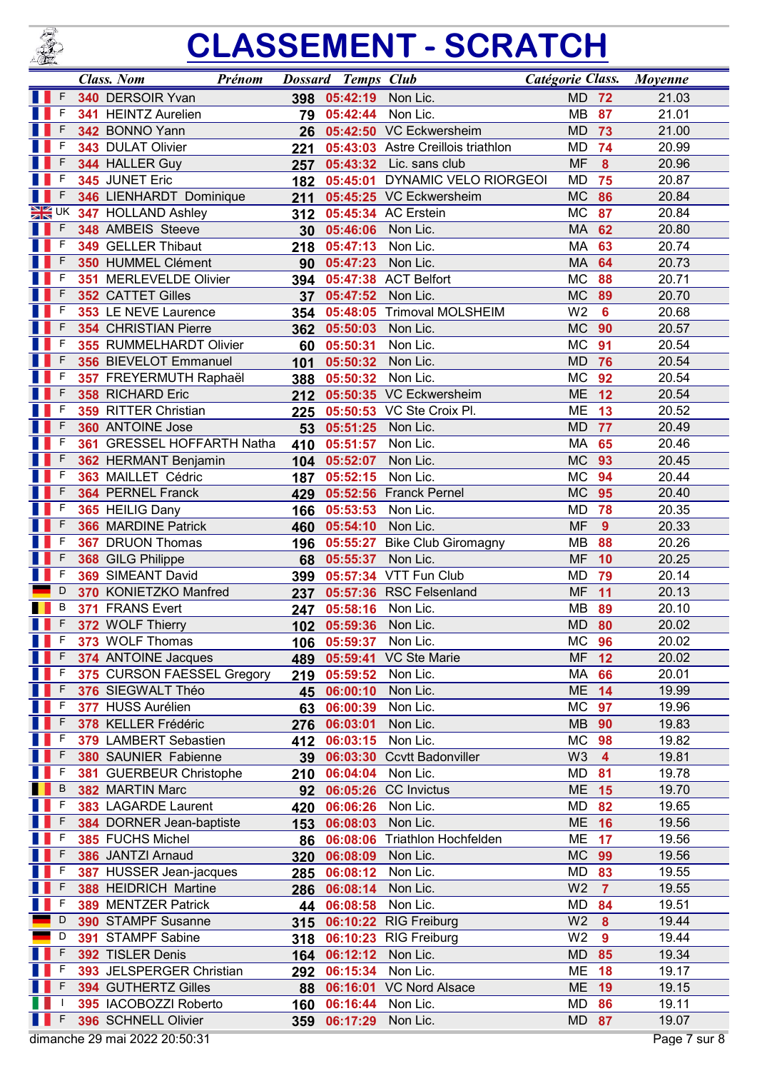# CLASSEMENT - SCRATCH

| | Class. | Nom Prénom | Dossard | Temps | Club | Catégorie | Class. | Moyenne |
|---|---|---|---|---|---|---|---|---|
| F | 340 | DERSOIR Yvan | 398 | 05:42:19 | Non Lic. | MD | 72 | 21.03 |
| F | 341 | HEINTZ Aurelien | 79 | 05:42:44 | Non Lic. | MB | 87 | 21.01 |
| F | 342 | BONNO Yann | 26 | 05:42:50 | VC Eckwersheim | MD | 73 | 21.00 |
| F | 343 | DULAT Olivier | 221 | 05:43:03 | Astre Creillois triathlon | MD | 74 | 20.99 |
| F | 344 | HALLER Guy | 257 | 05:43:32 | Lic. sans club | MF | 8 | 20.96 |
| F | 345 | JUNET Eric | 182 | 05:45:01 | DYNAMIC VELO RIORGEOI | MD | 75 | 20.87 |
| F | 346 | LIENHARDT Dominique | 211 | 05:45:25 | VC Eckwersheim | MC | 86 | 20.84 |
| UK | 347 | HOLLAND Ashley | 312 | 05:45:34 | AC Erstein | MC | 87 | 20.84 |
| F | 348 | AMBEIS Steeve | 30 | 05:46:06 | Non Lic. | MA | 62 | 20.80 |
| F | 349 | GELLER Thibaut | 218 | 05:47:13 | Non Lic. | MA | 63 | 20.74 |
| F | 350 | HUMMEL Clément | 90 | 05:47:23 | Non Lic. | MA | 64 | 20.73 |
| F | 351 | MERLEVELDE Olivier | 394 | 05:47:38 | ACT Belfort | MC | 88 | 20.71 |
| F | 352 | CATTET Gilles | 37 | 05:47:52 | Non Lic. | MC | 89 | 20.70 |
| F | 353 | LE NEVE Laurence | 354 | 05:48:05 | Trimoval MOLSHEIM | W2 | 6 | 20.68 |
| F | 354 | CHRISTIAN Pierre | 362 | 05:50:03 | Non Lic. | MC | 90 | 20.57 |
| F | 355 | RUMMELHARDT Olivier | 60 | 05:50:31 | Non Lic. | MC | 91 | 20.54 |
| F | 356 | BIEVELOT Emmanuel | 101 | 05:50:32 | Non Lic. | MD | 76 | 20.54 |
| F | 357 | FREYERMUTH Raphaël | 388 | 05:50:32 | Non Lic. | MC | 92 | 20.54 |
| F | 358 | RICHARD Eric | 212 | 05:50:35 | VC Eckwersheim | ME | 12 | 20.54 |
| F | 359 | RITTER Christian | 225 | 05:50:53 | VC Ste Croix Pl. | ME | 13 | 20.52 |
| F | 360 | ANTOINE Jose | 53 | 05:51:25 | Non Lic. | MD | 77 | 20.49 |
| F | 361 | GRESSEL HOFFARTH Natha | 410 | 05:51:57 | Non Lic. | MA | 65 | 20.46 |
| F | 362 | HERMANT Benjamin | 104 | 05:52:07 | Non Lic. | MC | 93 | 20.45 |
| F | 363 | MAILLET Cédric | 187 | 05:52:15 | Non Lic. | MC | 94 | 20.44 |
| F | 364 | PERNEL Franck | 429 | 05:52:56 | Franck Pernel | MC | 95 | 20.40 |
| F | 365 | HEILIG Dany | 166 | 05:53:53 | Non Lic. | MD | 78 | 20.35 |
| F | 366 | MARDINE Patrick | 460 | 05:54:10 | Non Lic. | MF | 9 | 20.33 |
| F | 367 | DRUON Thomas | 196 | 05:55:27 | Bike Club Giromagny | MB | 88 | 20.26 |
| F | 368 | GILG Philippe | 68 | 05:55:37 | Non Lic. | MF | 10 | 20.25 |
| F | 369 | SIMEANT David | 399 | 05:57:34 | VTT Fun Club | MD | 79 | 20.14 |
| D | 370 | KONIETZKO Manfred | 237 | 05:57:36 | RSC Felsenland | MF | 11 | 20.13 |
| B | 371 | FRANS Evert | 247 | 05:58:16 | Non Lic. | MB | 89 | 20.10 |
| F | 372 | WOLF Thierry | 102 | 05:59:36 | Non Lic. | MD | 80 | 20.02 |
| F | 373 | WOLF Thomas | 106 | 05:59:37 | Non Lic. | MC | 96 | 20.02 |
| F | 374 | ANTOINE Jacques | 489 | 05:59:41 | VC Ste Marie | MF | 12 | 20.02 |
| F | 375 | CURSON FAESSEL Gregory | 219 | 05:59:52 | Non Lic. | MA | 66 | 20.01 |
| F | 376 | SIEGWALT Théo | 45 | 06:00:10 | Non Lic. | ME | 14 | 19.99 |
| F | 377 | HUSS Aurélien | 63 | 06:00:39 | Non Lic. | MC | 97 | 19.96 |
| F | 378 | KELLER Frédéric | 276 | 06:03:01 | Non Lic. | MB | 90 | 19.83 |
| F | 379 | LAMBERT Sebastien | 412 | 06:03:15 | Non Lic. | MC | 98 | 19.82 |
| F | 380 | SAUNIER Fabienne | 39 | 06:03:30 | Ccvtt Badonviller | W3 | 4 | 19.81 |
| F | 381 | GUERBEUR Christophe | 210 | 06:04:04 | Non Lic. | MD | 81 | 19.78 |
| B | 382 | MARTIN Marc | 92 | 06:05:26 | CC Invictus | ME | 15 | 19.70 |
| F | 383 | LAGARDE Laurent | 420 | 06:06:26 | Non Lic. | MD | 82 | 19.65 |
| F | 384 | DORNER Jean-baptiste | 153 | 06:08:03 | Non Lic. | ME | 16 | 19.56 |
| F | 385 | FUCHS Michel | 86 | 06:08:06 | Triathlon Hochfelden | ME | 17 | 19.56 |
| F | 386 | JANTZI Arnaud | 320 | 06:08:09 | Non Lic. | MC | 99 | 19.56 |
| F | 387 | HUSSER Jean-jacques | 285 | 06:08:12 | Non Lic. | MD | 83 | 19.55 |
| F | 388 | HEIDRICH Martine | 286 | 06:08:14 | Non Lic. | W2 | 7 | 19.55 |
| F | 389 | MENTZER Patrick | 44 | 06:08:58 | Non Lic. | MD | 84 | 19.51 |
| D | 390 | STAMPF Susanne | 315 | 06:10:22 | RIG Freiburg | W2 | 8 | 19.44 |
| D | 391 | STAMPF Sabine | 318 | 06:10:23 | RIG Freiburg | W2 | 9 | 19.44 |
| F | 392 | TISLER Denis | 164 | 06:12:12 | Non Lic. | MD | 85 | 19.34 |
| F | 393 | JELSPERGER Christian | 292 | 06:15:34 | Non Lic. | ME | 18 | 19.17 |
| F | 394 | GUTHERTZ Gilles | 88 | 06:16:01 | VC Nord Alsace | ME | 19 | 19.15 |
| I | 395 | IACOBOZZI Roberto | 160 | 06:16:44 | Non Lic. | MD | 86 | 19.11 |
| F | 396 | SCHNELL Olivier | 359 | 06:17:29 | Non Lic. | MD | 87 | 19.07 |

dimanche 29 mai 2022 20:50:31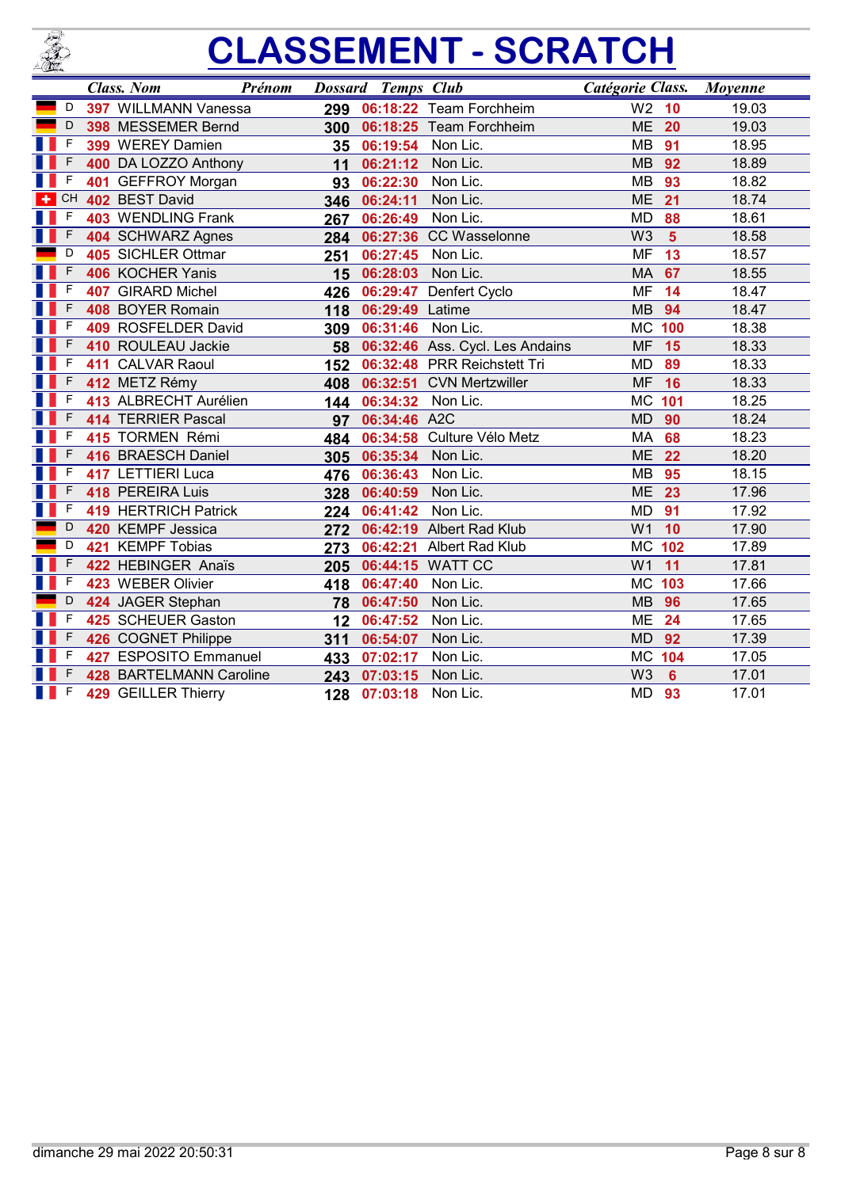# CLASSEMENT - SCRATCH

| | Class. | Nom Prénom | Dossard | Temps | Club | Catégorie | Class. | Moyenne |
|---|---|---|---|---|---|---|---|---|
| D | 397 | WILLMANN Vanessa | 299 | 06:18:22 | Team Forchheim | W2 | 10 | 19.03 |
| D | 398 | MESSEMER Bernd | 300 | 06:18:25 | Team Forchheim | ME | 20 | 19.03 |
| F | 399 | WEREY Damien | 35 | 06:19:54 | Non Lic. | MB | 91 | 18.95 |
| F | 400 | DA LOZZO Anthony | 11 | 06:21:12 | Non Lic. | MB | 92 | 18.89 |
| F | 401 | GEFFROY Morgan | 93 | 06:22:30 | Non Lic. | MB | 93 | 18.82 |
| CH | 402 | BEST David | 346 | 06:24:11 | Non Lic. | ME | 21 | 18.74 |
| F | 403 | WENDLING Frank | 267 | 06:26:49 | Non Lic. | MD | 88 | 18.61 |
| F | 404 | SCHWARZ Agnes | 284 | 06:27:36 | CC Wasselonne | W3 | 5 | 18.58 |
| D | 405 | SICHLER Ottmar | 251 | 06:27:45 | Non Lic. | MF | 13 | 18.57 |
| F | 406 | KOCHER Yanis | 15 | 06:28:03 | Non Lic. | MA | 67 | 18.55 |
| F | 407 | GIRARD Michel | 426 | 06:29:47 | Denfert Cyclo | MF | 14 | 18.47 |
| F | 408 | BOYER Romain | 118 | 06:29:49 | Latime | MB | 94 | 18.47 |
| F | 409 | ROSFELDER David | 309 | 06:31:46 | Non Lic. | MC | 100 | 18.38 |
| F | 410 | ROULEAU Jackie | 58 | 06:32:46 | Ass. Cycl. Les Andains | MF | 15 | 18.33 |
| F | 411 | CALVAR Raoul | 152 | 06:32:48 | PRR Reichstett Tri | MD | 89 | 18.33 |
| F | 412 | METZ Rémy | 408 | 06:32:51 | CVN Mertzwiller | MF | 16 | 18.33 |
| F | 413 | ALBRECHT Aurélien | 144 | 06:34:32 | Non Lic. | MC | 101 | 18.25 |
| F | 414 | TERRIER Pascal | 97 | 06:34:46 | A2C | MD | 90 | 18.24 |
| F | 415 | TORMEN Rémi | 484 | 06:34:58 | Culture Vélo Metz | MA | 68 | 18.23 |
| F | 416 | BRAESCH Daniel | 305 | 06:35:34 | Non Lic. | ME | 22 | 18.20 |
| F | 417 | LETTIERI Luca | 476 | 06:36:43 | Non Lic. | MB | 95 | 18.15 |
| F | 418 | PEREIRA Luis | 328 | 06:40:59 | Non Lic. | ME | 23 | 17.96 |
| F | 419 | HERTRICH Patrick | 224 | 06:41:42 | Non Lic. | MD | 91 | 17.92 |
| D | 420 | KEMPF Jessica | 272 | 06:42:19 | Albert Rad Klub | W1 | 10 | 17.90 |
| D | 421 | KEMPF Tobias | 273 | 06:42:21 | Albert Rad Klub | MC | 102 | 17.89 |
| F | 422 | HEBINGER Anaïs | 205 | 06:44:15 | WATT CC | W1 | 11 | 17.81 |
| F | 423 | WEBER Olivier | 418 | 06:47:40 | Non Lic. | MC | 103 | 17.66 |
| D | 424 | JAGER Stephan | 78 | 06:47:50 | Non Lic. | MB | 96 | 17.65 |
| F | 425 | SCHEUER Gaston | 12 | 06:47:52 | Non Lic. | ME | 24 | 17.65 |
| F | 426 | COGNET Philippe | 311 | 06:54:07 | Non Lic. | MD | 92 | 17.39 |
| F | 427 | ESPOSITO Emmanuel | 433 | 07:02:17 | Non Lic. | MC | 104 | 17.05 |
| F | 428 | BARTELMANN Caroline | 243 | 07:03:15 | Non Lic. | W3 | 6 | 17.01 |
| F | 429 | GEILLER Thierry | 128 | 07:03:18 | Non Lic. | MD | 93 | 17.01 |

dimanche 29 mai 2022 20:50:31